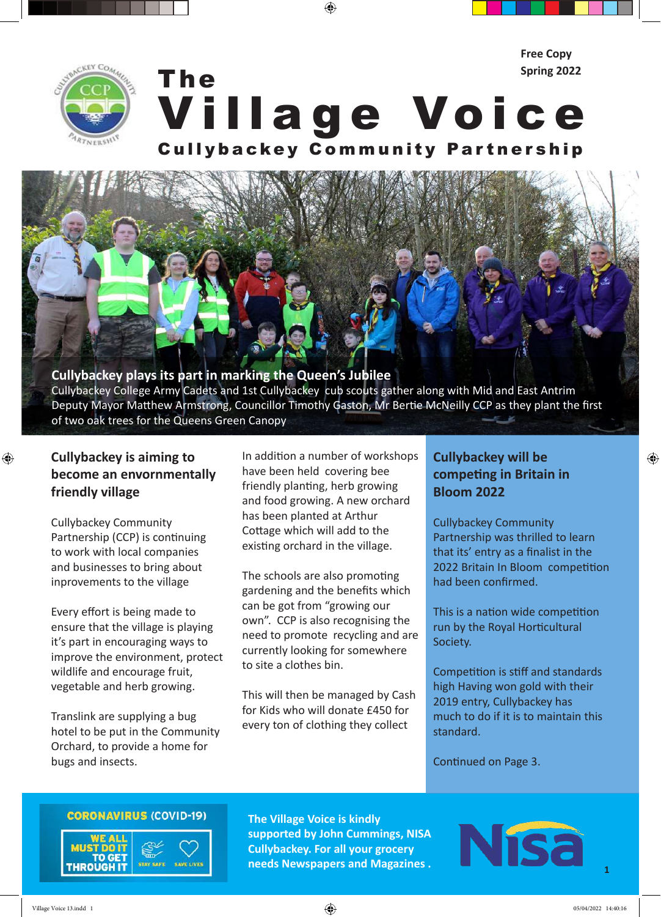Free Copy
Spring 2022

# The Village Voice

## Cullybackey Community Partnership

**Cullybackey plays its part in marking the Queen's Jubilee**
Cullybackey College Army Cadets and 1st Cullybackey cub scouts gather along with Mid and East Antrim Deputy Mayor Matthew Armstrong, Councillor Timothy Gaston, Mr Bertie McNeilly CCP as they plant the first of two oak trees for the Queens Green Canopy

## Cullybackey is aiming to become an envornmentally friendly village

Cullybackey Community Partnership (CCP) is continuing to work with local companies and businesses to bring about inprovements to the village

Every effort is being made to ensure that the village is playing it's part in encouraging ways to improve the environment, protect wildlife and encourage fruit, vegetable and herb growing.

Translink are supplying a bug hotel to be put in the Community Orchard, to provide a home for bugs and insects.

In addition a number of workshops have been held covering bee friendly planting, herb growing and food growing. A new orchard has been planted at Arthur Cottage which will add to the existing orchard in the village.

The schools are also promoting gardening and the benefits which can be got from "growing our own". CCP is also recognising the need to promote recycling and are currently looking for somewhere to site a clothes bin.

This will then be managed by Cash for Kids who will donate £450 for every ton of clothing they collect

## Cullybackey will be competing in Britain in Bloom 2022

Cullybackey Community Partnership was thrilled to learn that its' entry as a finalist in the 2022 Britain In Bloom competition had been confirmed.

This is a nation wide competition run by the Royal Horticultural Society.

Competition is stiff and standards high Having won gold with their 2019 entry, Cullybackey has much to do if it is to maintain this standard.

Continued on Page 3.

CORONAVIRUS (COVID-19)
WE ALL MUST DO IT TO GET THROUGH IT
STAY SAFE SAVE LIVES

**The Village Voice is kindly supported by John Cummings, NISA Cullybackey. For all your grocery needs Newspapers and Magazines .**

Nisa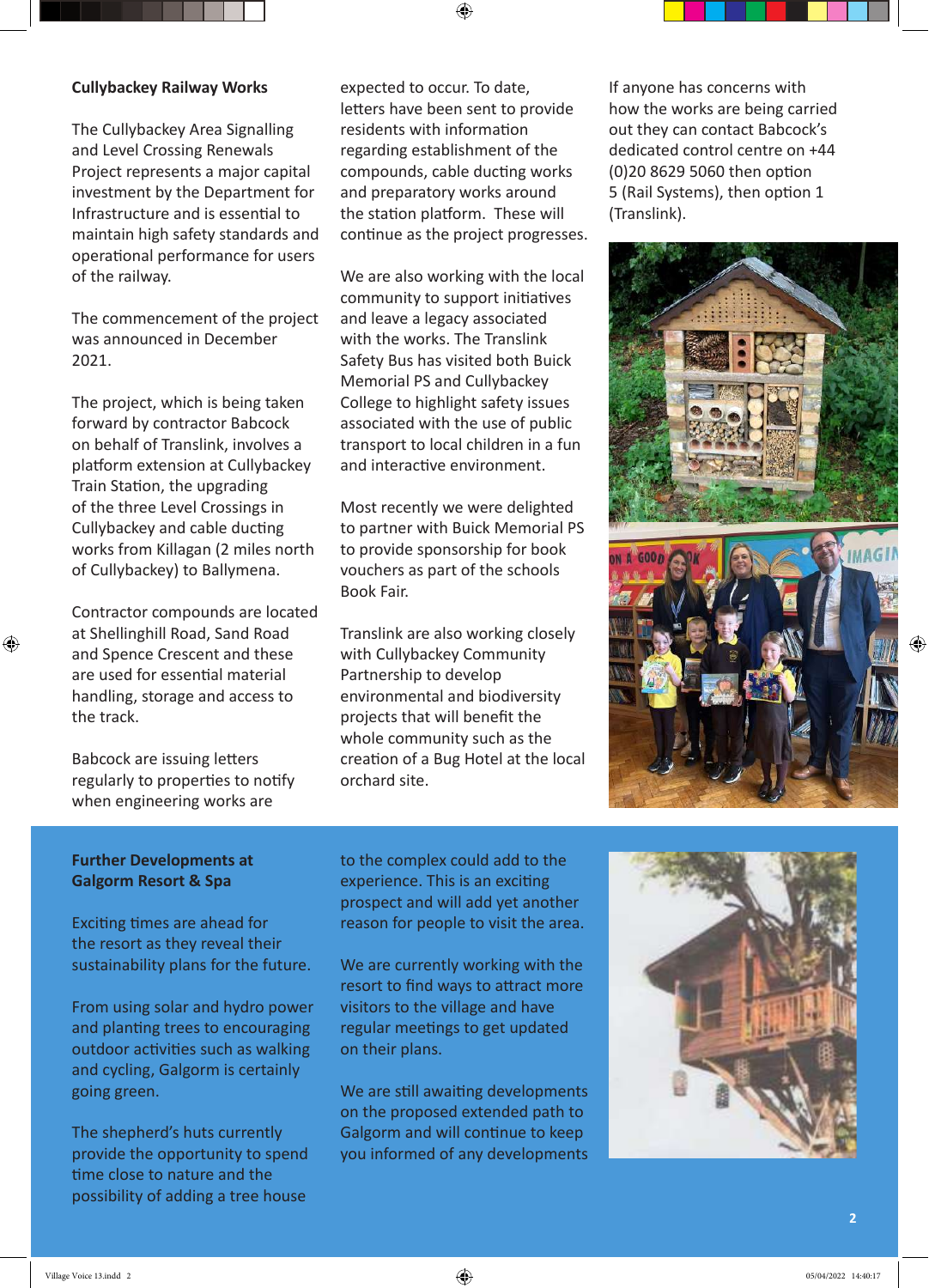## Cullybackey Railway Works

The Cullybackey Area Signalling and Level Crossing Renewals Project represents a major capital investment by the Department for Infrastructure and is essential to maintain high safety standards and operational performance for users of the railway.

The commencement of the project was announced in December 2021.

The project, which is being taken forward by contractor Babcock on behalf of Translink, involves a platform extension at Cullybackey Train Station, the upgrading of the three Level Crossings in Cullybackey and cable ducting works from Killagan (2 miles north of Cullybackey) to Ballymena.

Contractor compounds are located at Shellinghill Road, Sand Road and Spence Crescent and these are used for essential material handling, storage and access to the track.

Babcock are issuing letters regularly to properties to notify when engineering works are expected to occur. To date, letters have been sent to provide residents with information regarding establishment of the compounds, cable ducting works and preparatory works around the station platform. These will continue as the project progresses.

We are also working with the local community to support initiatives and leave a legacy associated with the works. The Translink Safety Bus has visited both Buick Memorial PS and Cullybackey College to highlight safety issues associated with the use of public transport to local children in a fun and interactive environment.

Most recently we were delighted to partner with Buick Memorial PS to provide sponsorship for book vouchers as part of the schools Book Fair.

Translink are also working closely with Cullybackey Community Partnership to develop environmental and biodiversity projects that will benefit the whole community such as the creation of a Bug Hotel at the local orchard site.

If anyone has concerns with how the works are being carried out they can contact Babcock's dedicated control centre on +44 (0)20 8629 5060 then option 5 (Rail Systems), then option 1 (Translink).

## Further Developments at Galgorm Resort & Spa

Exciting times are ahead for the resort as they reveal their sustainability plans for the future.

From using solar and hydro power and planting trees to encouraging outdoor activities such as walking and cycling, Galgorm is certainly going green.

The shepherd's huts currently provide the opportunity to spend time close to nature and the possibility of adding a tree house to the complex could add to the experience. This is an exciting prospect and will add yet another reason for people to visit the area.

We are currently working with the resort to find ways to attract more visitors to the village and have regular meetings to get updated on their plans.

We are still awaiting developments on the proposed extended path to Galgorm and will continue to keep you informed of any developments.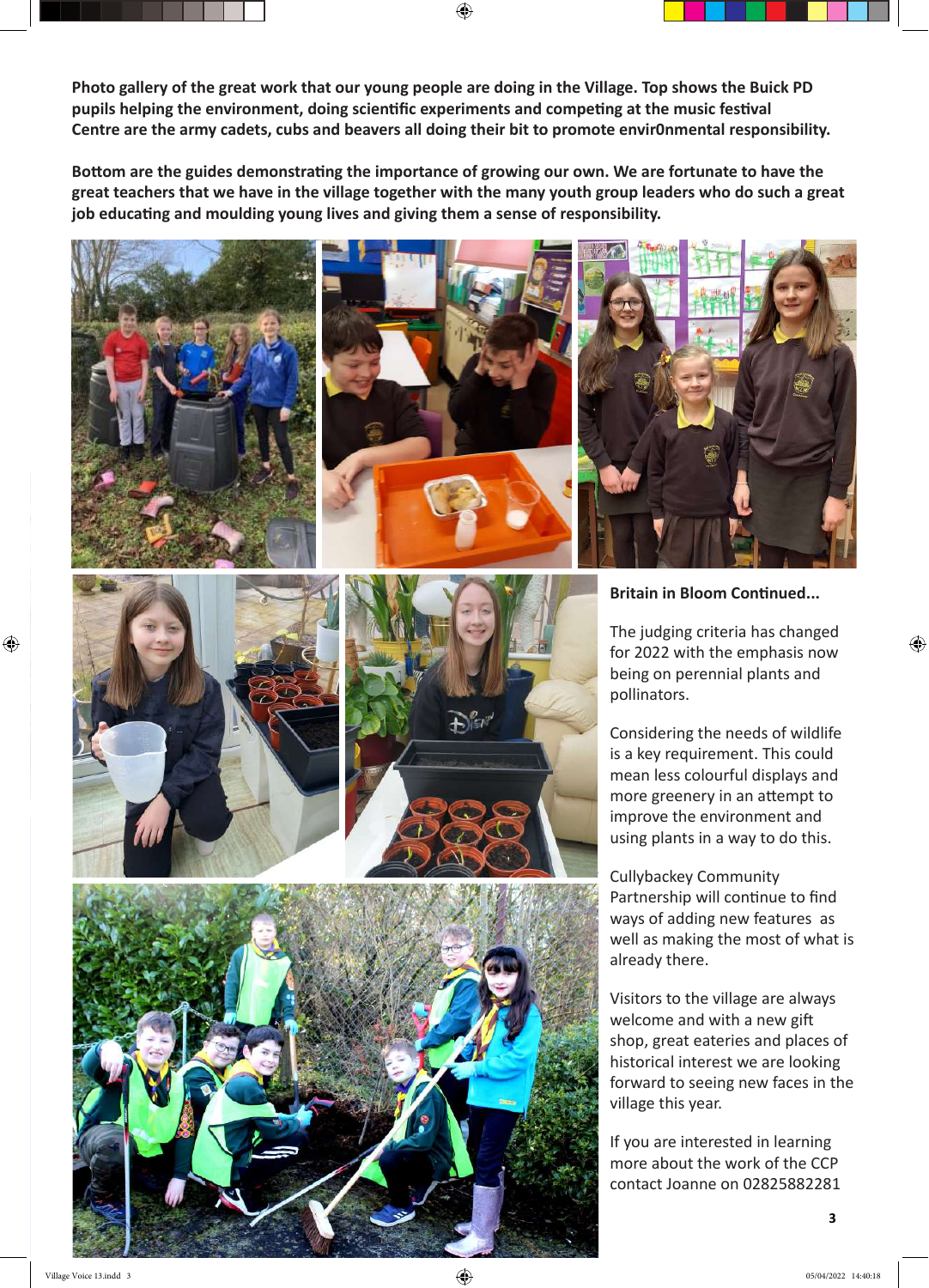**Photo gallery of the great work that our young people are doing in the Village. Top shows the Buick PD pupils helping the environment, doing scientific experiments and competing at the music festival Centre are the army cadets, cubs and beavers all doing their bit to promote envir0nmental responsibility.**

**Bottom are the guides demonstrating the importance of growing our own. We are fortunate to have the great teachers that we have in the village together with the many youth group leaders who do such a great job educating and moulding young lives and giving them a sense of responsibility.**

**Britain in Bloom Continued...**

The judging criteria has changed for 2022 with the emphasis now being on perennial plants and pollinators.

Considering the needs of wildlife is a key requirement. This could mean less colourful displays and more greenery in an attempt to improve the environment and using plants in a way to do this.

Cullybackey Community Partnership will continue to find ways of adding new features as well as making the most of what is already there.

Visitors to the village are always welcome and with a new gift shop, great eateries and places of historical interest we are looking forward to seeing new faces in the village this year.

If you are interested in learning more about the work of the CCP contact Joanne on 02825882281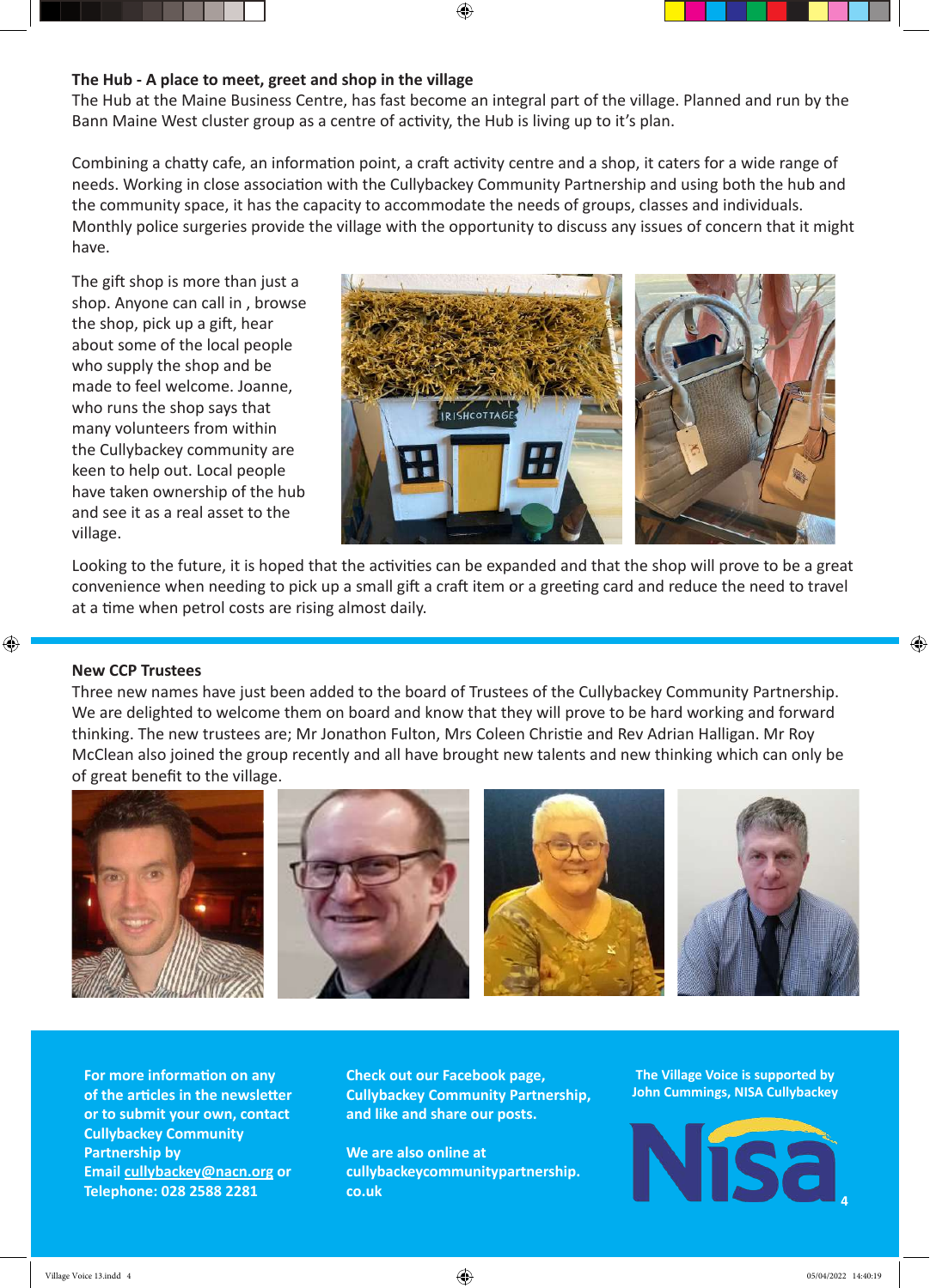### The Hub - A place to meet, greet and shop in the village

The Hub at the Maine Business Centre, has fast become an integral part of the village. Planned and run by the Bann Maine West cluster group as a centre of activity, the Hub is living up to it's plan.

Combining a chatty cafe, an information point, a craft activity centre and a shop, it caters for a wide range of needs. Working in close association with the Cullybackey Community Partnership and using both the hub and the community space, it has the capacity to accommodate the needs of groups, classes and individuals. Monthly police surgeries provide the village with the opportunity to discuss any issues of concern that it might have.

The gift shop is more than just a shop. Anyone can call in , browse the shop, pick up a gift, hear about some of the local people who supply the shop and be made to feel welcome. Joanne, who runs the shop says that many volunteers from within the Cullybackey community are keen to help out. Local people have taken ownership of the hub and see it as a real asset to the village.

Looking to the future, it is hoped that the activities can be expanded and that the shop will prove to be a great convenience when needing to pick up a small gift a craft item or a greeting card and reduce the need to travel at a time when petrol costs are rising almost daily.

### New CCP Trustees

Three new names have just been added to the board of Trustees of the Cullybackey Community Partnership. We are delighted to welcome them on board and know that they will prove to be hard working and forward thinking. The new trustees are; Mr Jonathon Fulton, Mrs Coleen Christie and Rev Adrian Halligan. Mr Roy McClean also joined the group recently and all have brought new talents and new thinking which can only be of great benefit to the village.

**For more information on any of the articles in the newsletter or to submit your own, contact Cullybackey Community Partnership by Email cullybackey@nacn.org or Telephone: 028 2588 2281**

**Check out our Facebook page, Cullybackey Community Partnership, and like and share our posts.**

**We are also online at cullybackeycommunitypartnership.co.uk**

**The Village Voice is supported by John Cummings, NISA Cullybackey**